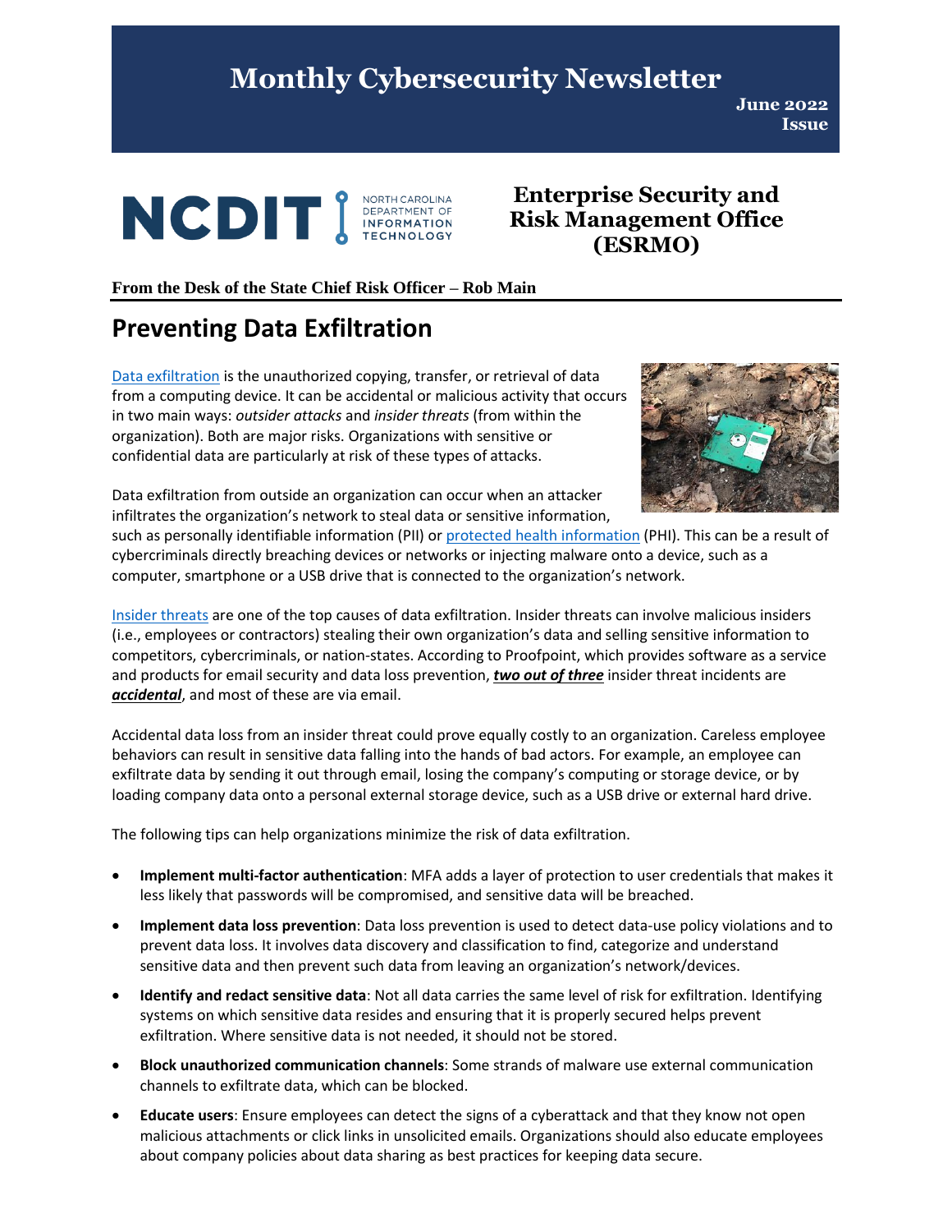# Monthly Cybersecurity Newsletter

**June 2022 Issue**

NCDIT | NORTH CAROLINA DEPARTMENT OF INFORMATION TECHNOLOGY

**Enterprise Security and Risk Management Office (ESRMO)**

**From the Desk of the State Chief Risk Officer – Rob Main**

## Preventing Data Exfiltration

Data exfiltration is the unauthorized copying, transfer, or retrieval of data from a computing device. It can be accidental or malicious activity that occurs in two main ways: *outsider attacks* and *insider threats* (from within the organization). Both are major risks. Organizations with sensitive or confidential data are particularly at risk of these types of attacks.

Data exfiltration from outside an organization can occur when an attacker infiltrates the organization's network to steal data or sensitive information, such as personally identifiable information (PII) or protected health information (PHI). This can be a result of cybercriminals directly breaching devices or networks or injecting malware onto a device, such as a computer, smartphone or a USB drive that is connected to the organization's network.

Insider threats are one of the top causes of data exfiltration. Insider threats can involve malicious insiders (i.e., employees or contractors) stealing their own organization's data and selling sensitive information to competitors, cybercriminals, or nation-states. According to Proofpoint, which provides software as a service and products for email security and data loss prevention, ***two out of three*** insider threat incidents are ***accidental***, and most of these are via email.

Accidental data loss from an insider threat could prove equally costly to an organization. Careless employee behaviors can result in sensitive data falling into the hands of bad actors. For example, an employee can exfiltrate data by sending it out through email, losing the company's computing or storage device, or by loading company data onto a personal external storage device, such as a USB drive or external hard drive.

The following tips can help organizations minimize the risk of data exfiltration.

- **Implement multi-factor authentication**: MFA adds a layer of protection to user credentials that makes it less likely that passwords will be compromised, and sensitive data will be breached.
- **Implement data loss prevention**: Data loss prevention is used to detect data-use policy violations and to prevent data loss. It involves data discovery and classification to find, categorize and understand sensitive data and then prevent such data from leaving an organization's network/devices.
- **Identify and redact sensitive data**: Not all data carries the same level of risk for exfiltration. Identifying systems on which sensitive data resides and ensuring that it is properly secured helps prevent exfiltration. Where sensitive data is not needed, it should not be stored.
- **Block unauthorized communication channels**: Some strands of malware use external communication channels to exfiltrate data, which can be blocked.
- **Educate users**: Ensure employees can detect the signs of a cyberattack and that they know not open malicious attachments or click links in unsolicited emails. Organizations should also educate employees about company policies about data sharing as best practices for keeping data secure.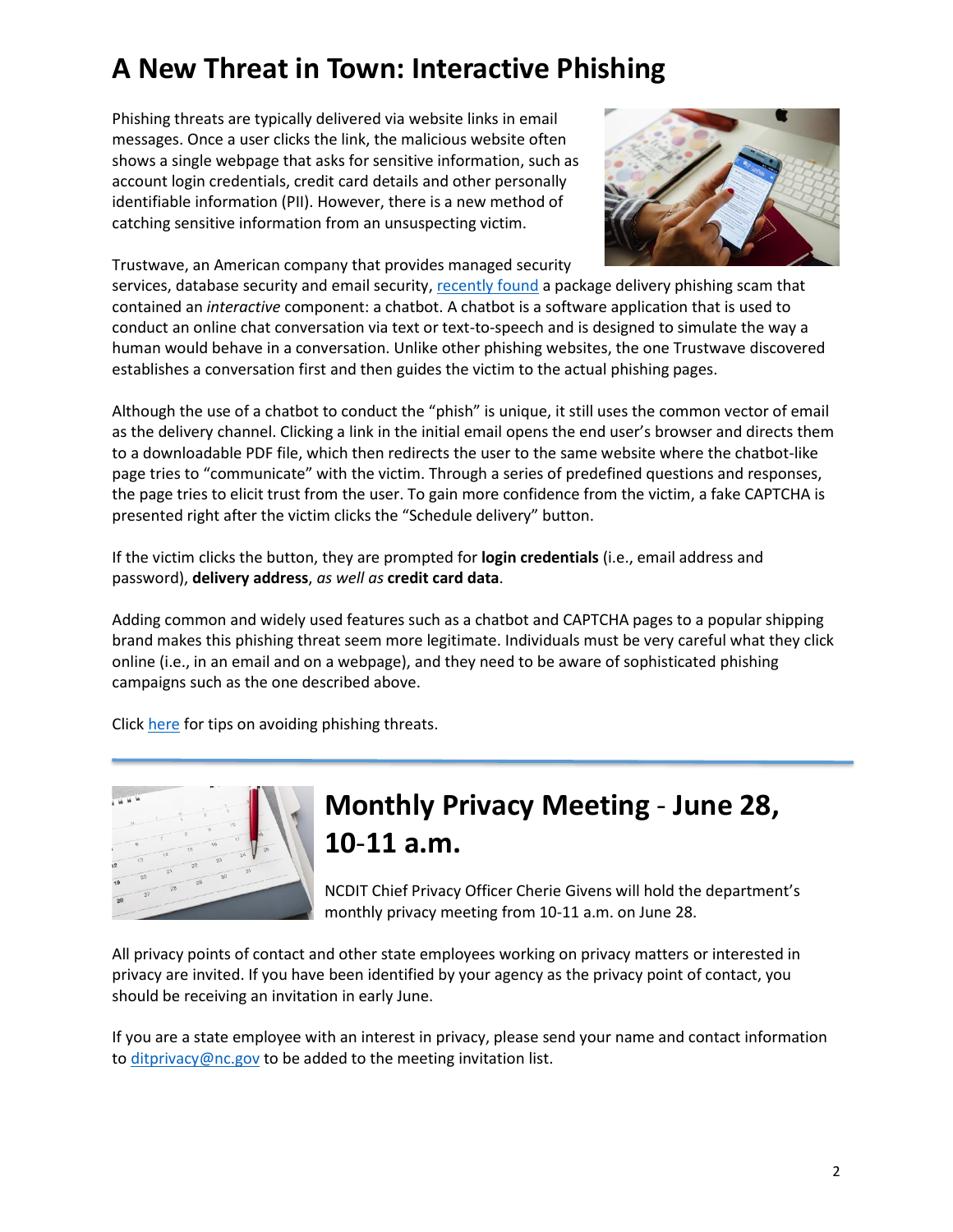# A New Threat in Town: Interactive Phishing

Phishing threats are typically delivered via website links in email messages. Once a user clicks the link, the malicious website often shows a single webpage that asks for sensitive information, such as account login credentials, credit card details and other personally identifiable information (PII). However, there is a new method of catching sensitive information from an unsuspecting victim.

Trustwave, an American company that provides managed security services, database security and email security, recently found a package delivery phishing scam that contained an *interactive* component: a chatbot. A chatbot is a software application that is used to conduct an online chat conversation via text or text-to-speech and is designed to simulate the way a human would behave in a conversation. Unlike other phishing websites, the one Trustwave discovered establishes a conversation first and then guides the victim to the actual phishing pages.

Although the use of a chatbot to conduct the "phish" is unique, it still uses the common vector of email as the delivery channel. Clicking a link in the initial email opens the end user's browser and directs them to a downloadable PDF file, which then redirects the user to the same website where the chatbot-like page tries to "communicate" with the victim. Through a series of predefined questions and responses, the page tries to elicit trust from the user. To gain more confidence from the victim, a fake CAPTCHA is presented right after the victim clicks the "Schedule delivery" button.

If the victim clicks the button, they are prompted for **login credentials** (i.e., email address and password), **delivery address**, *as well as* **credit card data**.

Adding common and widely used features such as a chatbot and CAPTCHA pages to a popular shipping brand makes this phishing threat seem more legitimate. Individuals must be very careful what they click online (i.e., in an email and on a webpage), and they need to be aware of sophisticated phishing campaigns such as the one described above.

Click here for tips on avoiding phishing threats.

---

# Monthly Privacy Meeting - June 28, 10-11 a.m.

NCDIT Chief Privacy Officer Cherie Givens will hold the department's monthly privacy meeting from 10-11 a.m. on June 28.

All privacy points of contact and other state employees working on privacy matters or interested in privacy are invited. If you have been identified by your agency as the privacy point of contact, you should be receiving an invitation in early June.

If you are a state employee with an interest in privacy, please send your name and contact information to ditprivacy@nc.gov to be added to the meeting invitation list.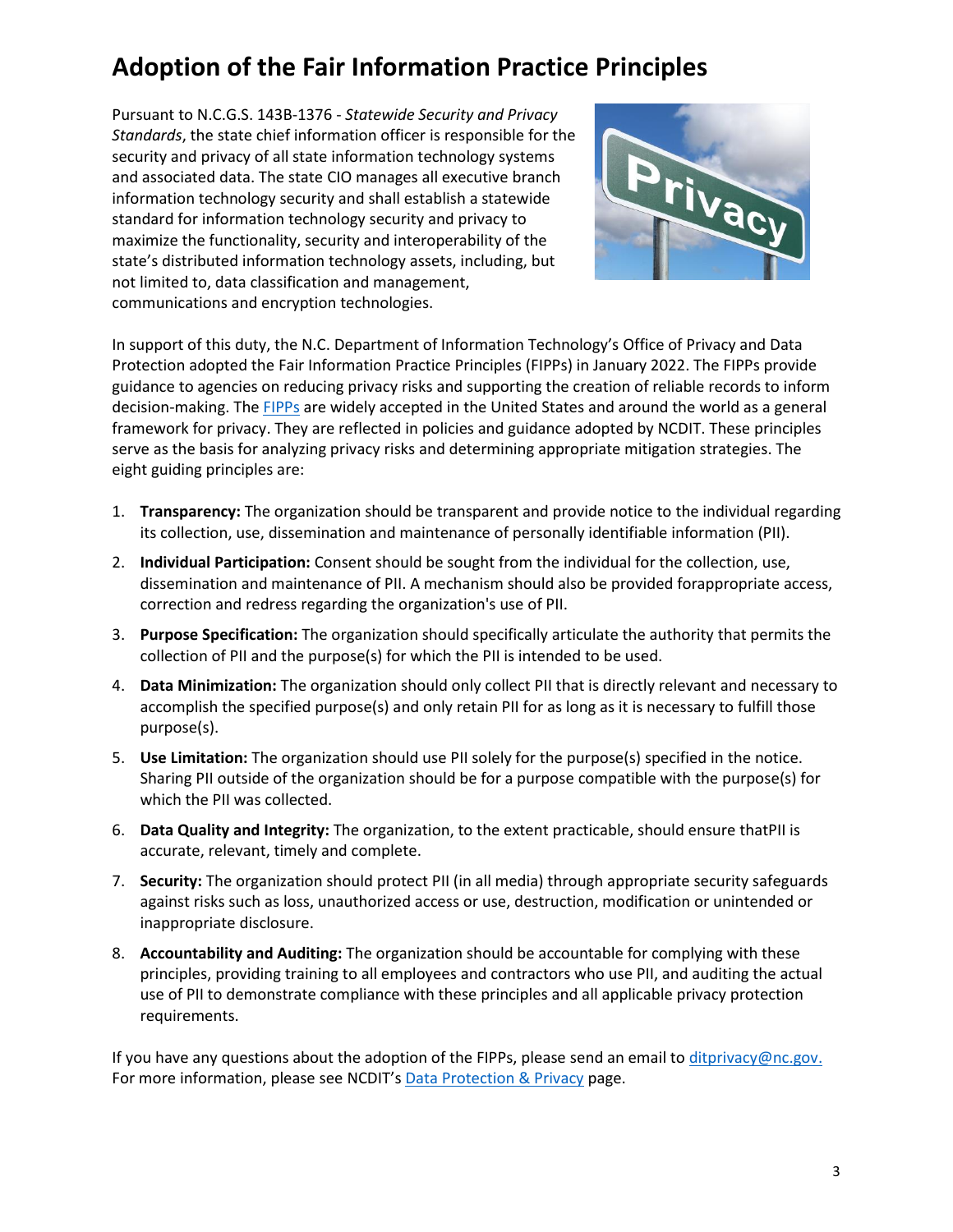# Adoption of the Fair Information Practice Principles

Pursuant to N.C.G.S. 143B-1376 - *Statewide Security and Privacy Standards*, the state chief information officer is responsible for the security and privacy of all state information technology systems and associated data. The state CIO manages all executive branch information technology security and shall establish a statewide standard for information technology security and privacy to maximize the functionality, security and interoperability of the state's distributed information technology assets, including, but not limited to, data classification and management, communications and encryption technologies.

In support of this duty, the N.C. Department of Information Technology's Office of Privacy and Data Protection adopted the Fair Information Practice Principles (FIPPs) in January 2022. The FIPPs provide guidance to agencies on reducing privacy risks and supporting the creation of reliable records to inform decision-making. The FIPPs are widely accepted in the United States and around the world as a general framework for privacy. They are reflected in policies and guidance adopted by NCDIT. These principles serve as the basis for analyzing privacy risks and determining appropriate mitigation strategies. The eight guiding principles are:

1. **Transparency:** The organization should be transparent and provide notice to the individual regarding its collection, use, dissemination and maintenance of personally identifiable information (PII).
2. **Individual Participation:** Consent should be sought from the individual for the collection, use, dissemination and maintenance of PII. A mechanism should also be provided forappropriate access, correction and redress regarding the organization's use of PII.
3. **Purpose Specification:** The organization should specifically articulate the authority that permits the collection of PII and the purpose(s) for which the PII is intended to be used.
4. **Data Minimization:** The organization should only collect PII that is directly relevant and necessary to accomplish the specified purpose(s) and only retain PII for as long as it is necessary to fulfill those purpose(s).
5. **Use Limitation:** The organization should use PII solely for the purpose(s) specified in the notice. Sharing PII outside of the organization should be for a purpose compatible with the purpose(s) for which the PII was collected.
6. **Data Quality and Integrity:** The organization, to the extent practicable, should ensure thatPII is accurate, relevant, timely and complete.
7. **Security:** The organization should protect PII (in all media) through appropriate security safeguards against risks such as loss, unauthorized access or use, destruction, modification or unintended or inappropriate disclosure.
8. **Accountability and Auditing:** The organization should be accountable for complying with these principles, providing training to all employees and contractors who use PII, and auditing the actual use of PII to demonstrate compliance with these principles and all applicable privacy protection requirements.

If you have any questions about the adoption of the FIPPs, please send an email to ditprivacy@nc.gov. For more information, please see NCDIT's Data Protection & Privacy page.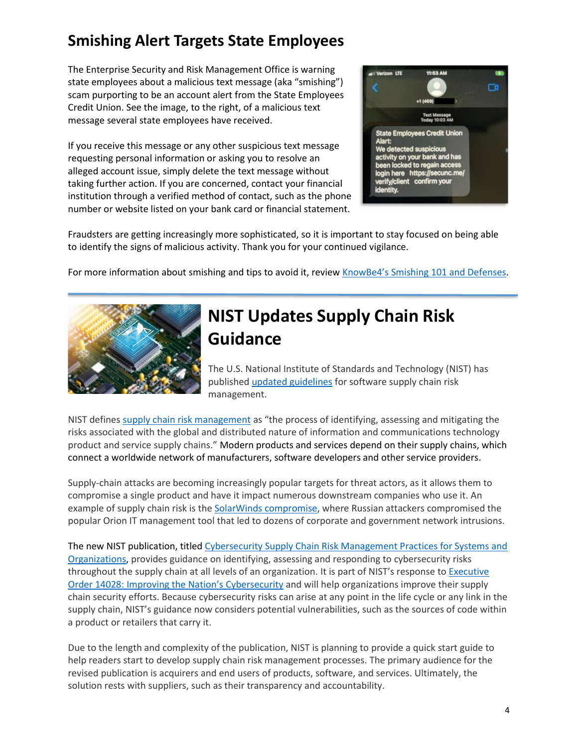## Smishing Alert Targets State Employees

The Enterprise Security and Risk Management Office is warning state employees about a malicious text message (aka "smishing") scam purporting to be an account alert from the State Employees Credit Union. See the image, to the right, of a malicious text message several state employees have received.

If you receive this message or any other suspicious text message requesting personal information or asking you to resolve an alleged account issue, simply delete the text message without taking further action. If you are concerned, contact your financial institution through a verified method of contact, such as the phone number or website listed on your bank card or financial statement.

Fraudsters are getting increasingly more sophisticated, so it is important to stay focused on being able to identify the signs of malicious activity. Thank you for your continued vigilance.

For more information about smishing and tips to avoid it, review KnowBe4's Smishing 101 and Defenses.

---

## NIST Updates Supply Chain Risk Guidance

The U.S. National Institute of Standards and Technology (NIST) has published updated guidelines for software supply chain risk management.

NIST defines supply chain risk management as "the process of identifying, assessing and mitigating the risks associated with the global and distributed nature of information and communications technology product and service supply chains." Modern products and services depend on their supply chains, which connect a worldwide network of manufacturers, software developers and other service providers.

Supply-chain attacks are becoming increasingly popular targets for threat actors, as it allows them to compromise a single product and have it impact numerous downstream companies who use it. An example of supply chain risk is the SolarWinds compromise, where Russian attackers compromised the popular Orion IT management tool that led to dozens of corporate and government network intrusions.

The new NIST publication, titled Cybersecurity Supply Chain Risk Management Practices for Systems and Organizations, provides guidance on identifying, assessing and responding to cybersecurity risks throughout the supply chain at all levels of an organization. It is part of NIST's response to Executive Order 14028: Improving the Nation's Cybersecurity and will help organizations improve their supply chain security efforts. Because cybersecurity risks can arise at any point in the life cycle or any link in the supply chain, NIST's guidance now considers potential vulnerabilities, such as the sources of code within a product or retailers that carry it.

Due to the length and complexity of the publication, NIST is planning to provide a quick start guide to help readers start to develop supply chain risk management processes. The primary audience for the revised publication is acquirers and end users of products, software, and services. Ultimately, the solution rests with suppliers, such as their transparency and accountability.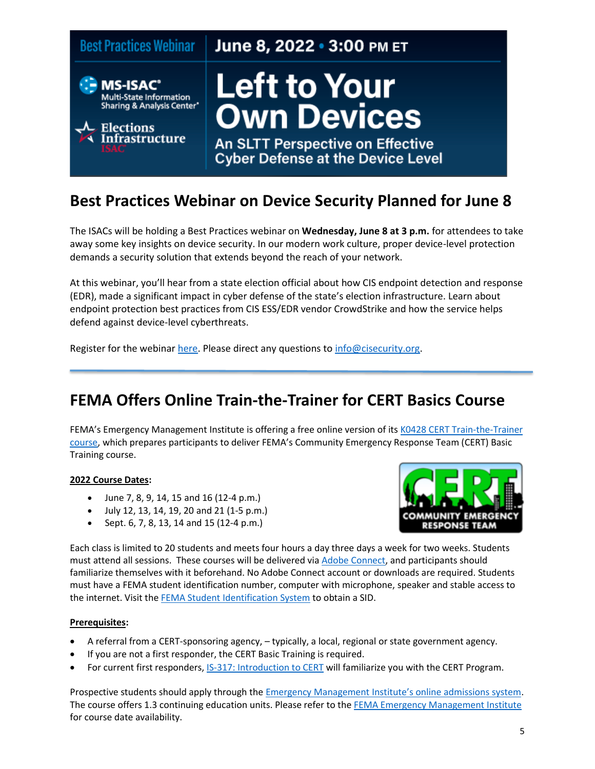## Best Practices Webinar on Device Security Planned for June 8

The ISACs will be holding a Best Practices webinar on **Wednesday, June 8 at 3 p.m.** for attendees to take away some key insights on device security. In our modern work culture, proper device-level protection demands a security solution that extends beyond the reach of your network.

At this webinar, you'll hear from a state election official about how CIS endpoint detection and response (EDR), made a significant impact in cyber defense of the state's election infrastructure. Learn about endpoint protection best practices from CIS ESS/EDR vendor CrowdStrike and how the service helps defend against device-level cyberthreats.

Register for the webinar here. Please direct any questions to info@cisecurity.org.

---

## FEMA Offers Online Train-the-Trainer for CERT Basics Course

FEMA's Emergency Management Institute is offering a free online version of its K0428 CERT Train-the-Trainer course, which prepares participants to deliver FEMA's Community Emergency Response Team (CERT) Basic Training course.

**2022 Course Dates:**

- June 7, 8, 9, 14, 15 and 16 (12-4 p.m.)
- July 12, 13, 14, 19, 20 and 21 (1-5 p.m.)
- Sept. 6, 7, 8, 13, 14 and 15 (12-4 p.m.)

Each class is limited to 20 students and meets four hours a day three days a week for two weeks. Students must attend all sessions. These courses will be delivered via Adobe Connect, and participants should familiarize themselves with it beforehand. No Adobe Connect account or downloads are required. Students must have a FEMA student identification number, computer with microphone, speaker and stable access to the internet. Visit the FEMA Student Identification System to obtain a SID.

**Prerequisites:**

- A referral from a CERT-sponsoring agency, – typically, a local, regional or state government agency.
- If you are not a first responder, the CERT Basic Training is required.
- For current first responders, IS-317: Introduction to CERT will familiarize you with the CERT Program.

Prospective students should apply through the Emergency Management Institute's online admissions system. The course offers 1.3 continuing education units. Please refer to the FEMA Emergency Management Institute for course date availability.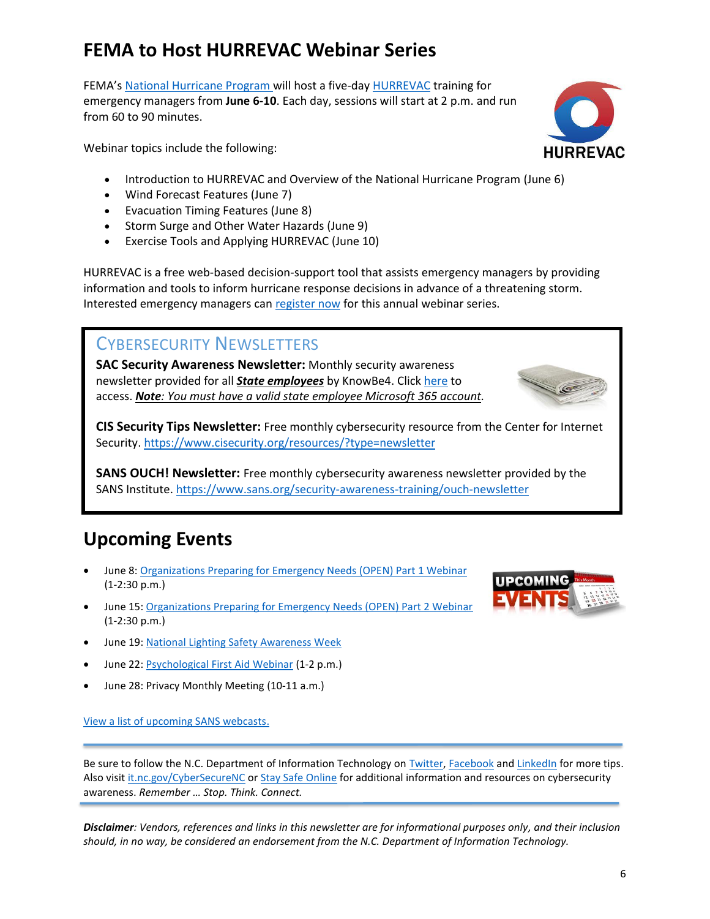# FEMA to Host HURREVAC Webinar Series

FEMA's National Hurricane Program will host a five-day HURREVAC training for emergency managers from **June 6-10**. Each day, sessions will start at 2 p.m. and run from 60 to 90 minutes.

Webinar topics include the following:

- Introduction to HURREVAC and Overview of the National Hurricane Program (June 6)
- Wind Forecast Features (June 7)
- Evacuation Timing Features (June 8)
- Storm Surge and Other Water Hazards (June 9)
- Exercise Tools and Applying HURREVAC (June 10)

HURREVAC is a free web-based decision-support tool that assists emergency managers by providing information and tools to inform hurricane response decisions in advance of a threatening storm. Interested emergency managers can register now for this annual webinar series.

## Cybersecurity Newsletters

**SAC Security Awareness Newsletter:** Monthly security awareness newsletter provided for all ***State employees*** by KnowBe4. Click here to access. ***Note****: You must have a valid state employee Microsoft 365 account*.

**CIS Security Tips Newsletter:** Free monthly cybersecurity resource from the Center for Internet Security. https://www.cisecurity.org/resources/?type=newsletter

**SANS OUCH! Newsletter:** Free monthly cybersecurity awareness newsletter provided by the SANS Institute. https://www.sans.org/security-awareness-training/ouch-newsletter

# Upcoming Events

- June 8: Organizations Preparing for Emergency Needs (OPEN) Part 1 Webinar (1-2:30 p.m.)
- June 15: Organizations Preparing for Emergency Needs (OPEN) Part 2 Webinar (1-2:30 p.m.)
- June 19: National Lighting Safety Awareness Week
- June 22: Psychological First Aid Webinar (1-2 p.m.)
- June 28: Privacy Monthly Meeting (10-11 a.m.)

View a list of upcoming SANS webcasts.

---

Be sure to follow the N.C. Department of Information Technology on Twitter, Facebook and LinkedIn for more tips. Also visit it.nc.gov/CyberSecureNC or Stay Safe Online for additional information and resources on cybersecurity awareness. *Remember … Stop. Think. Connect.*

---

***Disclaimer****: Vendors, references and links in this newsletter are for informational purposes only, and their inclusion should, in no way, be considered an endorsement from the N.C. Department of Information Technology.*